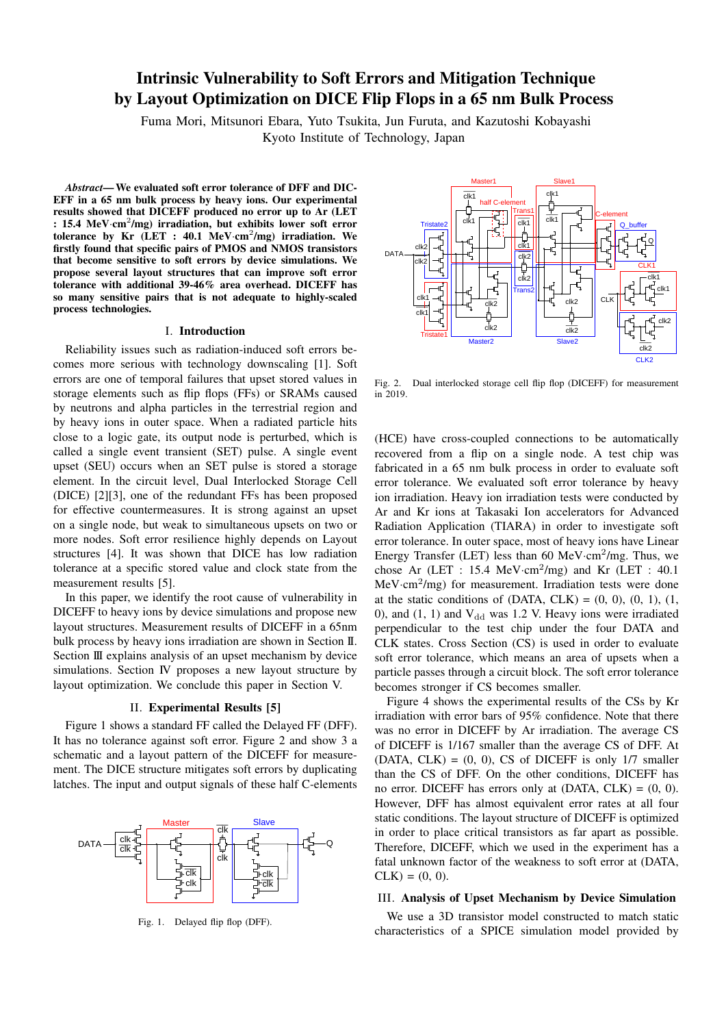# Intrinsic Vulnerability to Soft Errors and Mitigation Technique by Layout Optimization on DICE Flip Flops in a 65 nm Bulk Process

Fuma Mori, Mitsunori Ebara, Yuto Tsukita, Jun Furuta, and Kazutoshi Kobayashi
Kyoto Institute of Technology, Japan

***Abstract*— We evaluated soft error tolerance of DFF and DICEFF in a 65 nm bulk process by heavy ions. Our experimental results showed that DICEFF produced no error up to Ar (LET : 15.4 MeV·cm$^2$/mg) irradiation, but exhibits lower soft error tolerance by Kr (LET : 40.1 MeV·cm$^2$/mg) irradiation. We firstly found that specific pairs of PMOS and NMOS transistors that become sensitive to soft errors by device simulations. We propose several layout structures that can improve soft error tolerance with additional 39-46% area overhead. DICEFF has so many sensitive pairs that is not adequate to highly-scaled process technologies.**

## I. Introduction

Reliability issues such as radiation-induced soft errors becomes more serious with technology downscaling [1]. Soft errors are one of temporal failures that upset stored values in storage elements such as flip flops (FFs) or SRAMs caused by neutrons and alpha particles in the terrestrial region and by heavy ions in outer space. When a radiated particle hits close to a logic gate, its output node is perturbed, which is called a single event transient (SET) pulse. A single event upset (SEU) occurs when an SET pulse is stored a storage element. In the circuit level, Dual Interlocked Storage Cell (DICE) [2][3], one of the redundant FFs has been proposed for effective countermeasures. It is strong against an upset on a single node, but weak to simultaneous upsets on two or more nodes. Soft error resilience highly depends on Layout structures [4]. It was shown that DICE has low radiation tolerance at a specific stored value and clock state from the measurement results [5].

In this paper, we identify the root cause of vulnerability in DICEFF to heavy ions by device simulations and propose new layout structures. Measurement results of DICEFF in a 65nm bulk process by heavy ions irradiation are shown in Section Ⅱ. Section Ⅲ explains analysis of an upset mechanism by device simulations. Section Ⅳ proposes a new layout structure by layout optimization. We conclude this paper in Section Ⅴ.

## II. Experimental Results [5]

Figure 1 shows a standard FF called the Delayed FF (DFF). It has no tolerance against soft error. Figure 2 and show 3 a schematic and a layout pattern of the DICEFF for measurement. The DICE structure mitigates soft errors by duplicating latches. The input and output signals of these half C-elements

Fig. 1. Delayed flip flop (DFF).

Fig. 2. Dual interlocked storage cell flip flop (DICEFF) for measurement in 2019.

(HCE) have cross-coupled connections to be automatically recovered from a flip on a single node. A test chip was fabricated in a 65 nm bulk process in order to evaluate soft error tolerance. We evaluated soft error tolerance by heavy ion irradiation. Heavy ion irradiation tests were conducted by Ar and Kr ions at Takasaki Ion accelerators for Advanced Radiation Application (TIARA) in order to investigate soft error tolerance. In outer space, most of heavy ions have Linear Energy Transfer (LET) less than 60 MeV·cm$^2$/mg. Thus, we chose Ar (LET : 15.4 MeV·cm$^2$/mg) and Kr (LET : 40.1 MeV·cm$^2$/mg) for measurement. Irradiation tests were done at the static conditions of (DATA, CLK) = (0, 0), (0, 1), (1, 0), and (1, 1) and $V_{dd}$ was 1.2 V. Heavy ions were irradiated perpendicular to the test chip under the four DATA and CLK states. Cross Section (CS) is used in order to evaluate soft error tolerance, which means an area of upsets when a particle passes through a circuit block. The soft error tolerance becomes stronger if CS becomes smaller.

Figure 4 shows the experimental results of the CSs by Kr irradiation with error bars of 95% confidence. Note that there was no error in DICEFF by Ar irradiation. The average CS of DICEFF is 1/167 smaller than the average CS of DFF. At (DATA, CLK) = (0, 0), CS of DICEFF is only 1/7 smaller than the CS of DFF. On the other conditions, DICEFF has no error. DICEFF has errors only at (DATA, CLK) = (0, 0). However, DFF has almost equivalent error rates at all four static conditions. The layout structure of DICEFF is optimized in order to place critical transistors as far apart as possible. Therefore, DICEFF, which we used in the experiment has a fatal unknown factor of the weakness to soft error at (DATA, CLK) = (0, 0).

## III. Analysis of Upset Mechanism by Device Simulation

We use a 3D transistor model constructed to match static characteristics of a SPICE simulation model provided by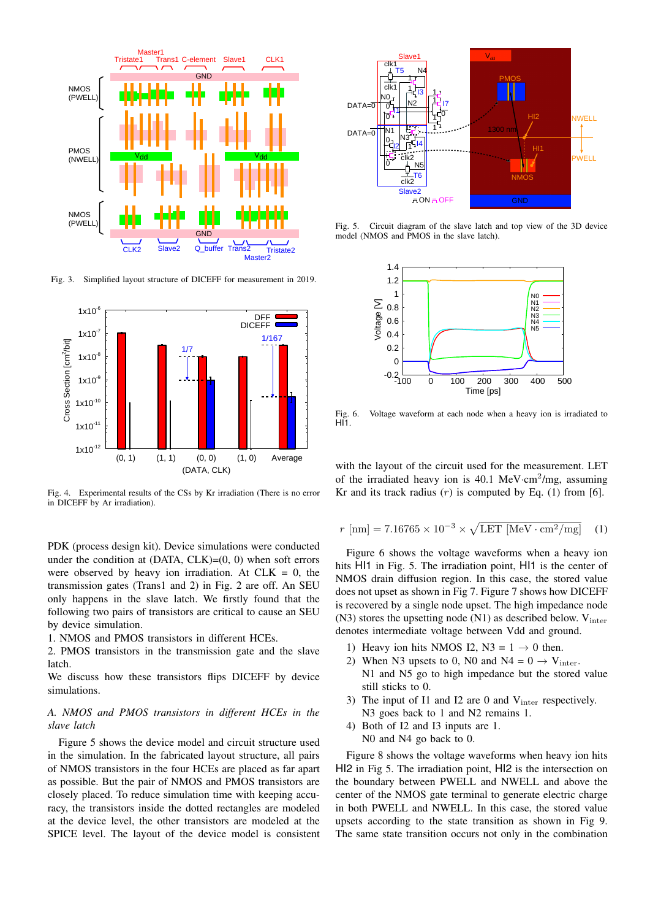Fig. 3. Simplified layout structure of DICEFF for measurement in 2019.

Fig. 4. Experimental results of the CSs by Kr irradiation (There is no error in DICEFF by Ar irradiation).

PDK (process design kit). Device simulations were conducted under the condition at (DATA, CLK)=(0, 0) when soft errors were observed by heavy ion irradiation. At CLK = 0, the transmission gates (Trans1 and 2) in Fig. 2 are off. An SEU only happens in the slave latch. We firstly found that the following two pairs of transistors are critical to cause an SEU by device simulation.

1. NMOS and PMOS transistors in different HCEs.
2. PMOS transistors in the transmission gate and the slave latch.

We discuss how these transistors flips DICEFF by device simulations.

### *A. NMOS and PMOS transistors in different HCEs in the slave latch*

Figure 5 shows the device model and circuit structure used in the simulation. In the fabricated layout structure, all pairs of NMOS transistors in the four HCEs are placed as far apart as possible. But the pair of NMOS and PMOS transistors are closely placed. To reduce simulation time with keeping accuracy, the transistors inside the dotted rectangles are modeled at the device level, the other transistors are modeled at the SPICE level. The layout of the device model is consistent with the layout of the circuit used for the measurement. LET of the irradiated heavy ion is 40.1 MeV·cm$^2$/mg, assuming Kr and its track radius ($r$) is computed by Eq. (1) from [6].

Fig. 5. Circuit diagram of the slave latch and top view of the 3D device model (NMOS and PMOS in the slave latch).

Fig. 6. Voltage waveform at each node when a heavy ion is irradiated to HI1.

$$r\ [\text{nm}] = 7.16765 \times 10^{-3} \times \sqrt{\text{LET}\ [\text{MeV} \cdot \text{cm}^2/\text{mg}]} \quad (1)$$

Figure 6 shows the voltage waveforms when a heavy ion hits HI1 in Fig. 5. The irradiation point, HI1 is the center of NMOS drain diffusion region. In this case, the stored value does not upset as shown in Fig 7. Figure 7 shows how DICEFF is recovered by a single node upset. The high impedance node (N3) stores the upsetting node (N1) as described below. $V_{inter}$ denotes intermediate voltage between Vdd and ground.

1) Heavy ion hits NMOS I2, N3 = 1 → 0 then.
2) When N3 upsets to 0, N0 and N4 = 0 → $V_{inter}$. N1 and N5 go to high impedance but the stored value still sticks to 0.
3) The input of I1 and I2 are 0 and $V_{inter}$ respectively. N3 goes back to 1 and N2 remains 1.
4) Both of I2 and I3 inputs are 1. N0 and N4 go back to 0.

Figure 8 shows the voltage waveforms when heavy ion hits HI2 in Fig 5. The irradiation point, HI2 is the intersection on the boundary between PWELL and NWELL and above the center of the NMOS gate terminal to generate electric charge in both PWELL and NWELL. In this case, the stored value upsets according to the state transition as shown in Fig 9. The same state transition occurs not only in the combination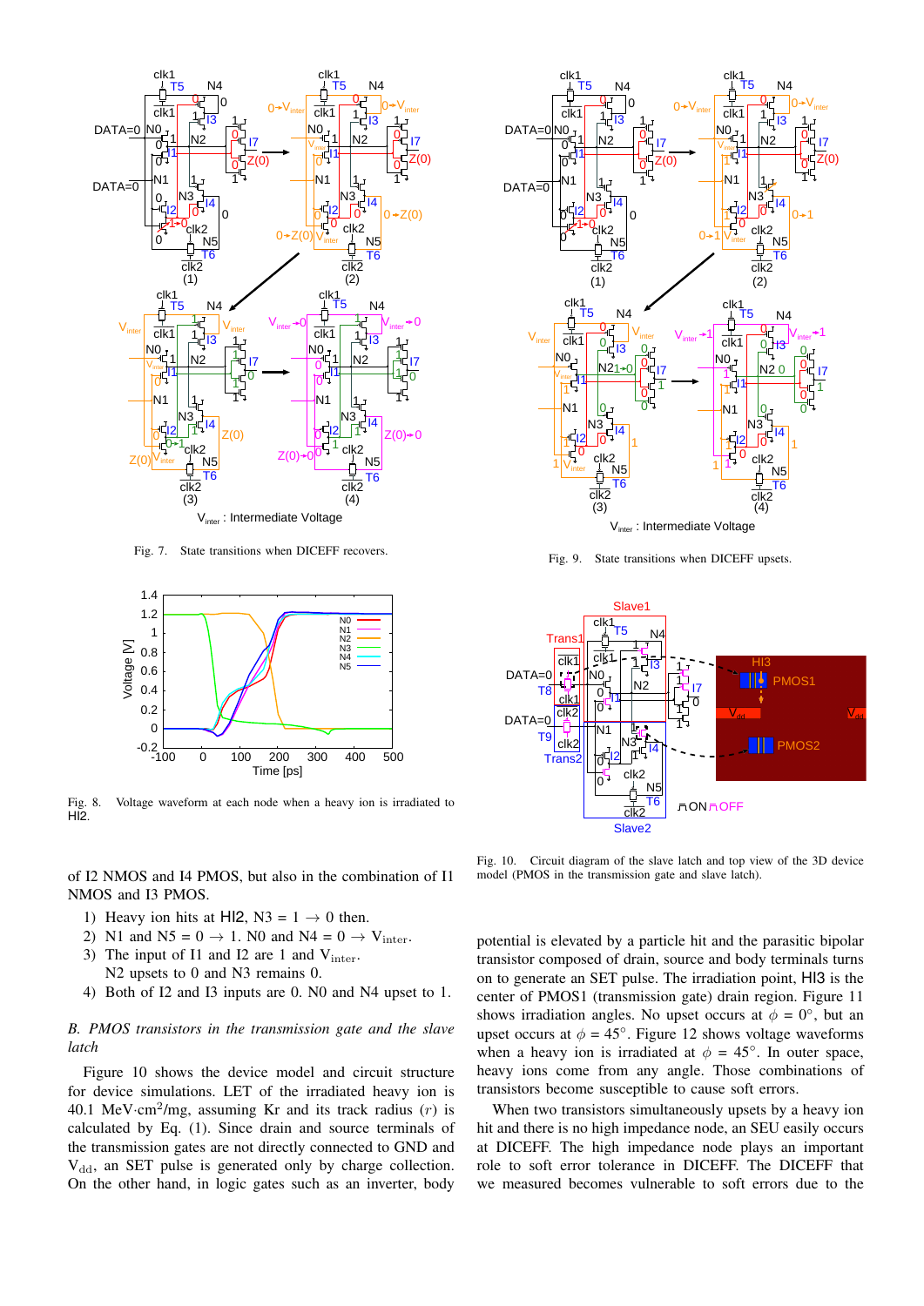Fig. 7. State transitions when DICEFF recovers.

Fig. 8. Voltage waveform at each node when a heavy ion is irradiated to HI2.

Fig. 9. State transitions when DICEFF upsets.

Fig. 10. Circuit diagram of the slave latch and top view of the 3D device model (PMOS in the transmission gate and slave latch).

of I2 NMOS and I4 PMOS, but also in the combination of I1 NMOS and I3 PMOS.

1) Heavy ion hits at HI2, N3 = 1 → 0 then.
2) N1 and N5 = 0 → 1. N0 and N4 = 0 → $V_{inter}$.
3) The input of I1 and I2 are 1 and $V_{inter}$. N2 upsets to 0 and N3 remains 0.
4) Both of I2 and I3 inputs are 0. N0 and N4 upset to 1.

### *B. PMOS transistors in the transmission gate and the slave latch*

Figure 10 shows the device model and circuit structure for device simulations. LET of the irradiated heavy ion is 40.1 MeV·cm$^2$/mg, assuming Kr and its track radius ($r$) is calculated by Eq. (1). Since drain and source terminals of the transmission gates are not directly connected to GND and $V_{dd}$, an SET pulse is generated only by charge collection. On the other hand, in logic gates such as an inverter, body potential is elevated by a particle hit and the parasitic bipolar transistor composed of drain, source and body terminals turns on to generate an SET pulse. The irradiation point, HI3 is the center of PMOS1 (transmission gate) drain region. Figure 11 shows irradiation angles. No upset occurs at $\phi = 0°$, but an upset occurs at $\phi = 45°$. Figure 12 shows voltage waveforms when a heavy ion is irradiated at $\phi = 45°$. In outer space, heavy ions come from any angle. Those combinations of transistors become susceptible to cause soft errors.

When two transistors simultaneously upsets by a heavy ion hit and there is no high impedance node, an SEU easily occurs at DICEFF. The high impedance node plays an important role to soft error tolerance in DICEFF. The DICEFF that we measured becomes vulnerable to soft errors due to the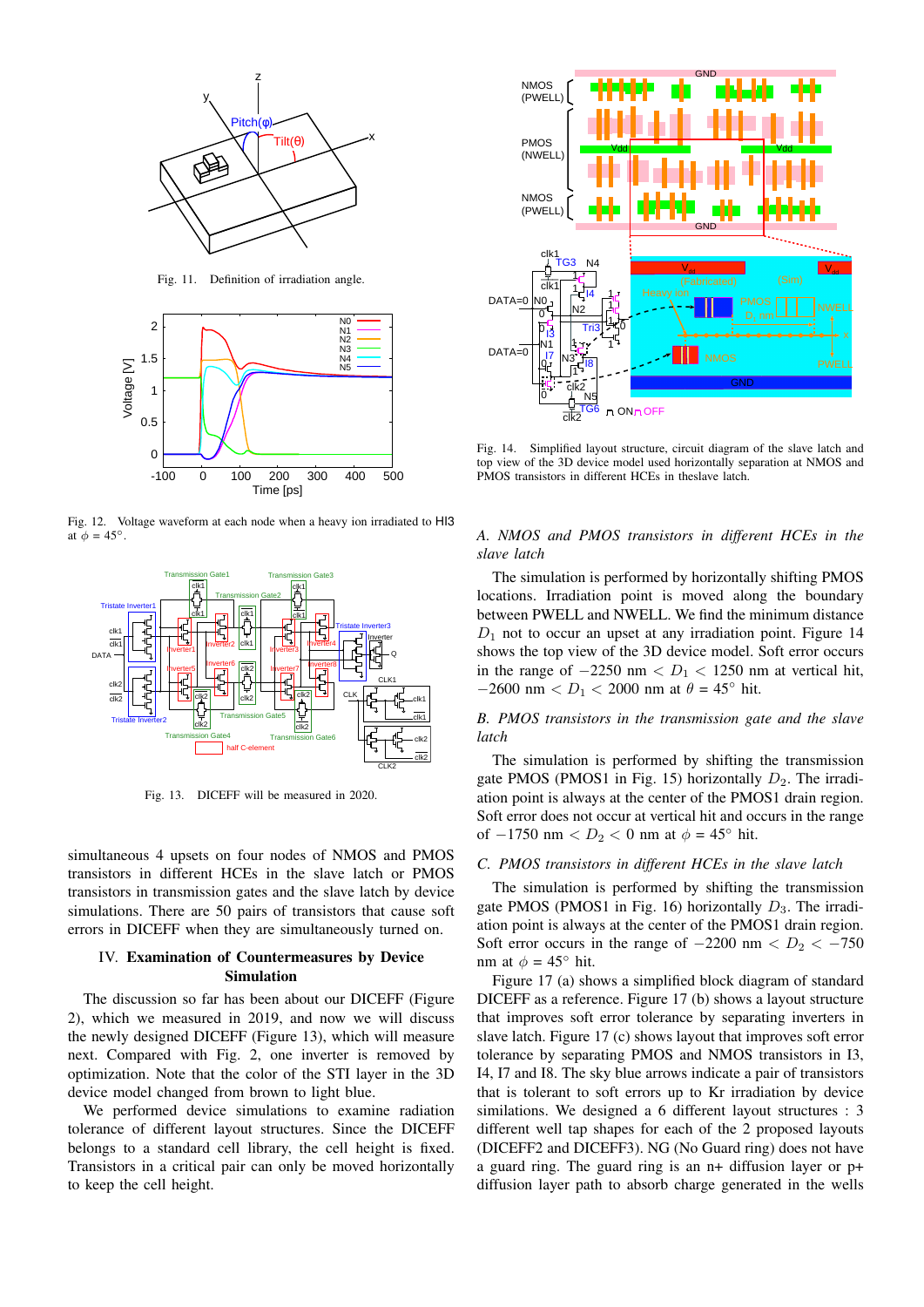Fig. 11. Definition of irradiation angle.

Fig. 12. Voltage waveform at each node when a heavy ion irradiated to HI3 at $\phi$ = 45°.

Fig. 13. DICEFF will be measured in 2020.

simultaneous 4 upsets on four nodes of NMOS and PMOS transistors in different HCEs in the slave latch or PMOS transistors in transmission gates and the slave latch by device simulations. There are 50 pairs of transistors that cause soft errors in DICEFF when they are simultaneously turned on.

## IV. Examination of Countermeasures by Device Simulation

The discussion so far has been about our DICEFF (Figure 2), which we measured in 2019, and now we will discuss the newly designed DICEFF (Figure 13), which will measure next. Compared with Fig. 2, one inverter is removed by optimization. Note that the color of the STI layer in the 3D device model changed from brown to light blue.

We performed device simulations to examine radiation tolerance of different layout structures. Since the DICEFF belongs to a standard cell library, the cell height is fixed. Transistors in a critical pair can only be moved horizontally to keep the cell height.

Fig. 14. Simplified layout structure, circuit diagram of the slave latch and top view of the 3D device model used horizontally separation at NMOS and PMOS transistors in different HCEs in theslave latch.

### *A. NMOS and PMOS transistors in different HCEs in the slave latch*

The simulation is performed by horizontally shifting PMOS locations. Irradiation point is moved along the boundary between PWELL and NWELL. We find the minimum distance $D_1$ not to occur an upset at any irradiation point. Figure 14 shows the top view of the 3D device model. Soft error occurs in the range of $-2250$ nm $< D_1 < 1250$ nm at vertical hit, $-2600$ nm $< D_1 < 2000$ nm at $\theta = 45°$ hit.

### *B. PMOS transistors in the transmission gate and the slave latch*

The simulation is performed by shifting the transmission gate PMOS (PMOS1 in Fig. 15) horizontally $D_2$. The irradiation point is always at the center of the PMOS1 drain region. Soft error does not occur at vertical hit and occurs in the range of $-1750$ nm $< D_2 < 0$ nm at $\phi = 45°$ hit.

### *C. PMOS transistors in different HCEs in the slave latch*

The simulation is performed by shifting the transmission gate PMOS (PMOS1 in Fig. 16) horizontally $D_3$. The irradiation point is always at the center of the PMOS1 drain region. Soft error occurs in the range of $-2200$ nm $< D_2 < -750$ nm at $\phi = 45°$ hit.

Figure 17 (a) shows a simplified block diagram of standard DICEFF as a reference. Figure 17 (b) shows a layout structure that improves soft error tolerance by separating inverters in slave latch. Figure 17 (c) shows layout that improves soft error tolerance by separating PMOS and NMOS transistors in I3, I4, I7 and I8. The sky blue arrows indicate a pair of transistors that is tolerant to soft errors up to Kr irradiation by device similations. We designed a 6 different layout structures : 3 different well tap shapes for each of the 2 proposed layouts (DICEFF2 and DICEFF3). NG (No Guard ring) does not have a guard ring. The guard ring is an n+ diffusion layer or p+ diffusion layer path to absorb charge generated in the wells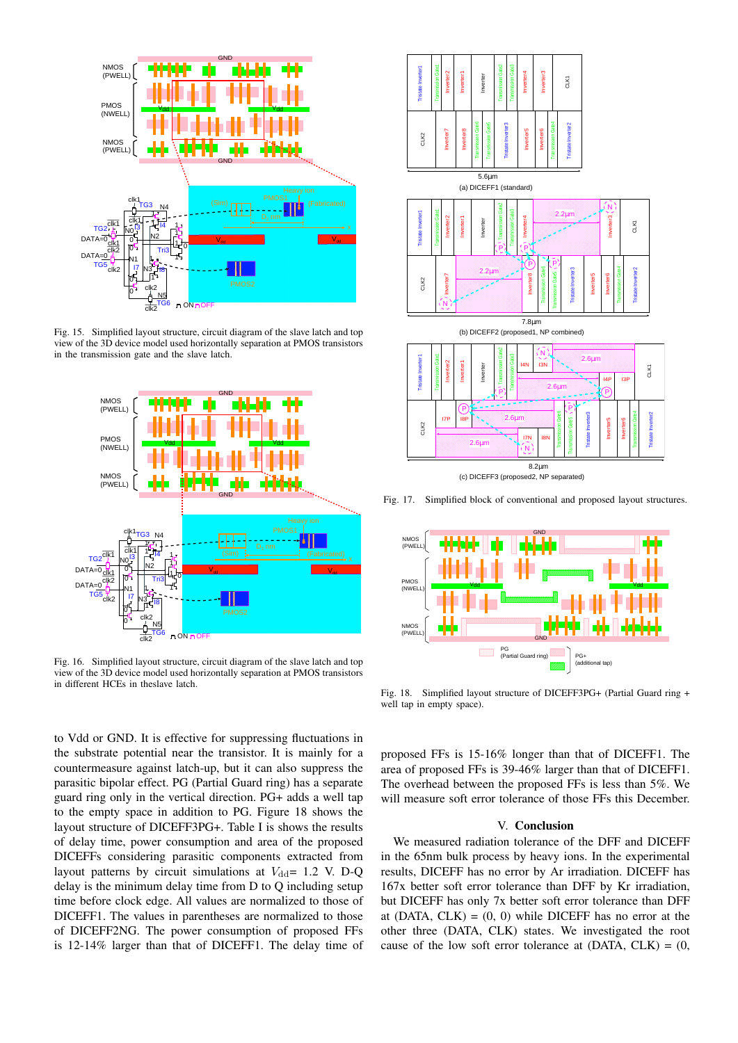Fig. 15. Simplified layout structure, circuit diagram of the slave latch and top view of the 3D device model used horizontally separation at PMOS transistors in the transmission gate and the slave latch.

Fig. 16. Simplified layout structure, circuit diagram of the slave latch and top view of the 3D device model used horizontally separation at PMOS transistors in different HCEs in theslave latch.

to Vdd or GND. It is effective for suppressing fluctuations in the substrate potential near the transistor. It is mainly for a countermeasure against latch-up, but it can also suppress the parasitic bipolar effect. PG (Partial Guard ring) has a separate guard ring only in the vertical direction. PG+ adds a well tap to the empty space in addition to PG. Figure 18 shows the layout structure of DICEFF3PG+. Table I is shows the results of delay time, power consumption and area of the proposed DICEFFs considering parasitic components extracted from layout patterns by circuit simulations at $V_{\rm dd}$= 1.2 V. D-Q delay is the minimum delay time from D to Q including setup time before clock edge. All values are normalized to those of DICEFF1. The values in parentheses are normalized to those of DICEFF2NG. The power consumption of proposed FFs is 12-14% larger than that of DICEFF1. The delay time of

Fig. 17. Simplified block of conventional and proposed layout structures.

Fig. 18. Simplified layout structure of DICEFF3PG+ (Partial Guard ring + well tap in empty space).

proposed FFs is 15-16% longer than that of DICEFF1. The area of proposed FFs is 39-46% larger than that of DICEFF1. The overhead between the proposed FFs is less than 5%. We will measure soft error tolerance of those FFs this December.

## V. Conclusion

We measured radiation tolerance of the DFF and DICEFF in the 65nm bulk process by heavy ions. In the experimental results, DICEFF has no error by Ar irradiation. DICEFF has 167x better soft error tolerance than DFF by Kr irradiation, but DICEFF has only 7x better soft error tolerance than DFF at (DATA, CLK) = (0, 0) while DICEFF has no error at the other three (DATA, CLK) states. We investigated the root cause of the low soft error tolerance at (DATA, CLK) = (0,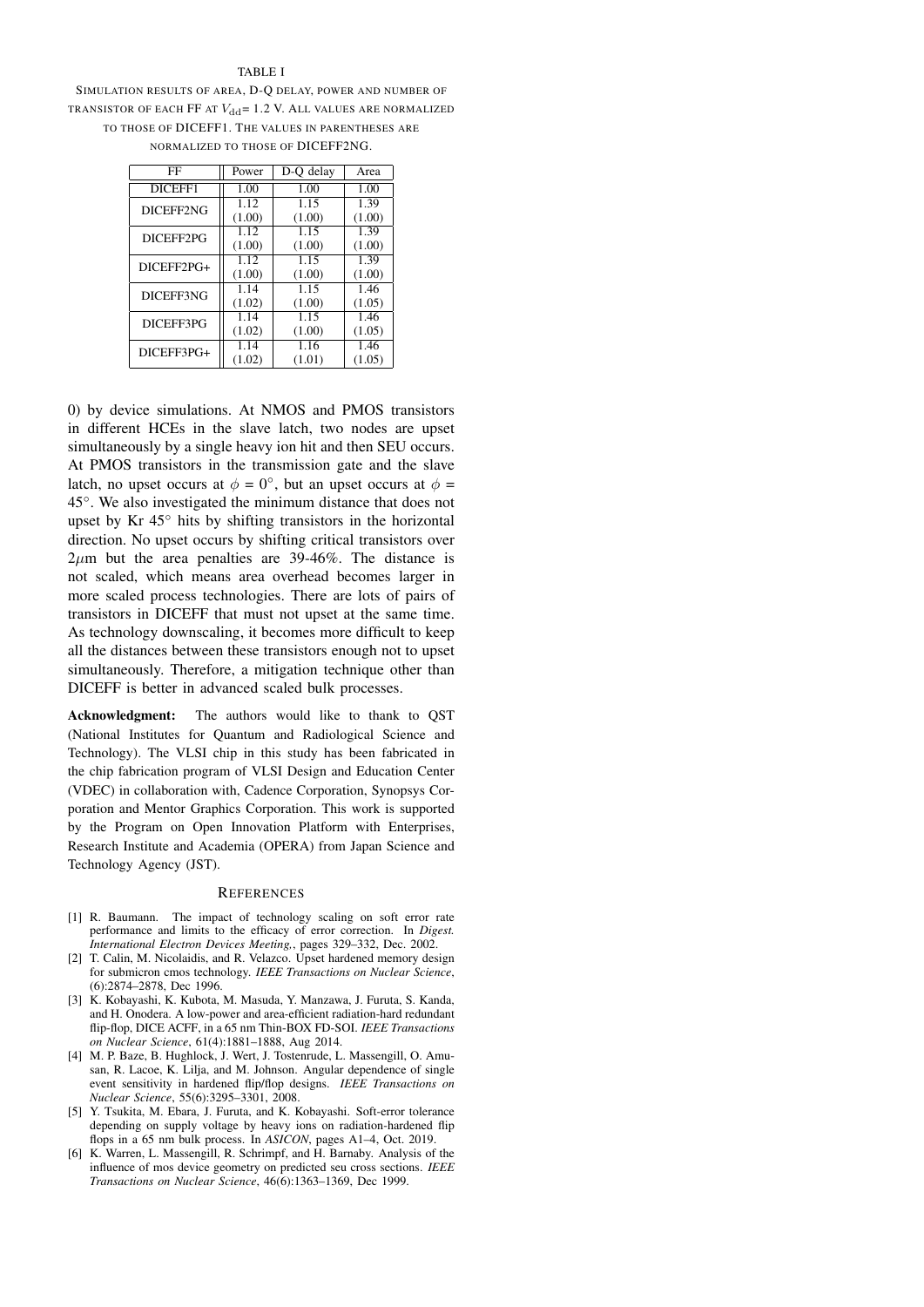TABLE I

SIMULATION RESULTS OF AREA, D-Q DELAY, POWER AND NUMBER OF TRANSISTOR OF EACH FF AT $V_{dd}$= 1.2 V. ALL VALUES ARE NORMALIZED TO THOSE OF DICEFF1. THE VALUES IN PARENTHESES ARE NORMALIZED TO THOSE OF DICEFF2NG.

| FF | Power | D-Q delay | Area |
|---|---|---|---|
| DICEFF1 | 1.00 | 1.00 | 1.00 |
| DICEFF2NG | 1.12 (1.00) | 1.15 (1.00) | 1.39 (1.00) |
| DICEFF2PG | 1.12 (1.00) | 1.15 (1.00) | 1.39 (1.00) |
| DICEFF2PG+ | 1.12 (1.00) | 1.15 (1.00) | 1.39 (1.00) |
| DICEFF3NG | 1.14 (1.02) | 1.15 (1.00) | 1.46 (1.05) |
| DICEFF3PG | 1.14 (1.02) | 1.15 (1.00) | 1.46 (1.05) |
| DICEFF3PG+ | 1.14 (1.02) | 1.16 (1.01) | 1.46 (1.05) |

0) by device simulations. At NMOS and PMOS transistors in different HCEs in the slave latch, two nodes are upset simultaneously by a single heavy ion hit and then SEU occurs. At PMOS transistors in the transmission gate and the slave latch, no upset occurs at $\phi$ = 0°, but an upset occurs at $\phi$ = 45°. We also investigated the minimum distance that does not upset by Kr 45° hits by shifting transistors in the horizontal direction. No upset occurs by shifting critical transistors over 2$\mu$m but the area penalties are 39-46%. The distance is not scaled, which means area overhead becomes larger in more scaled process technologies. There are lots of pairs of transistors in DICEFF that must not upset at the same time. As technology downscaling, it becomes more difficult to keep all the distances between these transistors enough not to upset simultaneously. Therefore, a mitigation technique other than DICEFF is better in advanced scaled bulk processes.

**Acknowledgment:** The authors would like to thank to QST (National Institutes for Quantum and Radiological Science and Technology). The VLSI chip in this study has been fabricated in the chip fabrication program of VLSI Design and Education Center (VDEC) in collaboration with, Cadence Corporation, Synopsys Corporation and Mentor Graphics Corporation. This work is supported by the Program on Open Innovation Platform with Enterprises, Research Institute and Academia (OPERA) from Japan Science and Technology Agency (JST).

## REFERENCES

[1] R. Baumann. The impact of technology scaling on soft error rate performance and limits to the efficacy of error correction. In *Digest. International Electron Devices Meeting,*, pages 329–332, Dec. 2002.

[2] T. Calin, M. Nicolaidis, and R. Velazco. Upset hardened memory design for submicron cmos technology. *IEEE Transactions on Nuclear Science*, (6):2874–2878, Dec 1996.

[3] K. Kobayashi, K. Kubota, M. Masuda, Y. Manzawa, J. Furuta, S. Kanda, and H. Onodera. A low-power and area-efficient radiation-hard redundant flip-flop, DICE ACFF, in a 65 nm Thin-BOX FD-SOI. *IEEE Transactions on Nuclear Science*, 61(4):1881–1888, Aug 2014.

[4] M. P. Baze, B. Hughlock, J. Wert, J. Tostenrude, L. Massengill, O. Amusan, R. Lacoe, K. Lilja, and M. Johnson. Angular dependence of single event sensitivity in hardened flip/flop designs. *IEEE Transactions on Nuclear Science*, 55(6):3295–3301, 2008.

[5] Y. Tsukita, M. Ebara, J. Furuta, and K. Kobayashi. Soft-error tolerance depending on supply voltage by heavy ions on radiation-hardened flip flops in a 65 nm bulk process. In *ASICON*, pages A1–4, Oct. 2019.

[6] K. Warren, L. Massengill, R. Schrimpf, and H. Barnaby. Analysis of the influence of mos device geometry on predicted seu cross sections. *IEEE Transactions on Nuclear Science*, 46(6):1363–1369, Dec 1999.